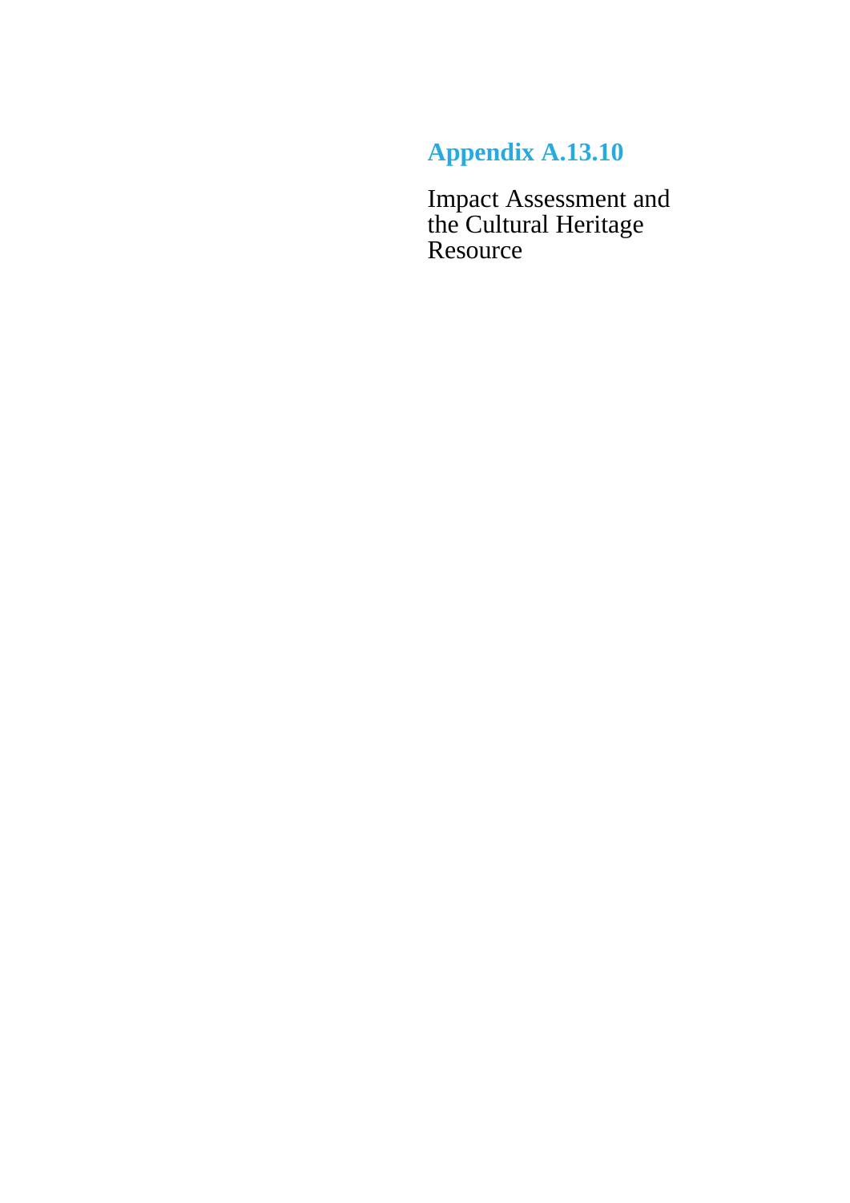# Appendix A.13.10

Impact Assessment and the Cultural Heritage Resource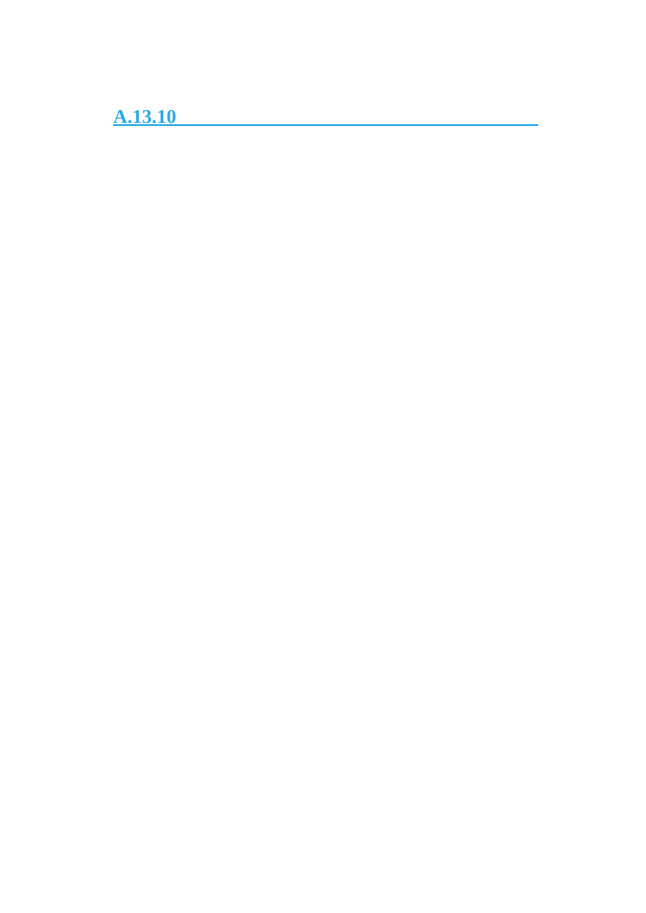## A.13.10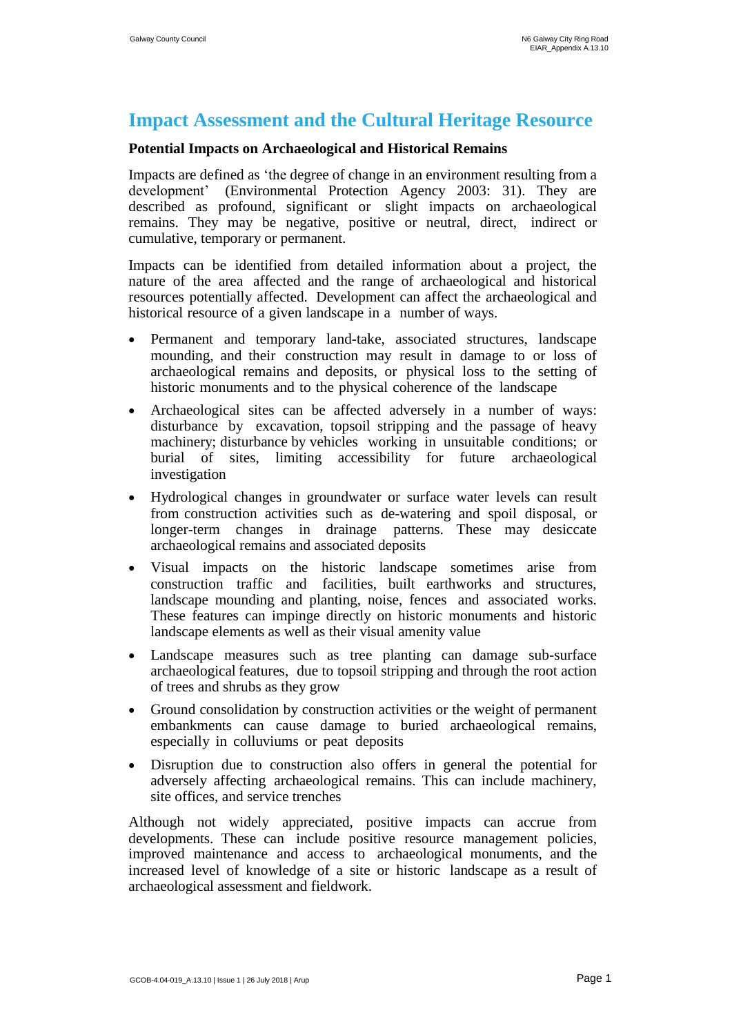# Impact Assessment and the Cultural Heritage Resource

**Potential Impacts on Archaeological and Historical Remains**

Impacts are defined as 'the degree of change in an environment resulting from a development' (Environmental Protection Agency 2003: 31). They are described as profound, significant or slight impacts on archaeological remains. They may be negative, positive or neutral, direct, indirect or cumulative, temporary or permanent.

Impacts can be identified from detailed information about a project, the nature of the area affected and the range of archaeological and historical resources potentially affected. Development can affect the archaeological and historical resource of a given landscape in a number of ways.

- Permanent and temporary land-take, associated structures, landscape mounding, and their construction may result in damage to or loss of archaeological remains and deposits, or physical loss to the setting of historic monuments and to the physical coherence of the landscape
- Archaeological sites can be affected adversely in a number of ways: disturbance by excavation, topsoil stripping and the passage of heavy machinery; disturbance by vehicles working in unsuitable conditions; or burial of sites, limiting accessibility for future archaeological investigation
- Hydrological changes in groundwater or surface water levels can result from construction activities such as de-watering and spoil disposal, or longer-term changes in drainage patterns. These may desiccate archaeological remains and associated deposits
- Visual impacts on the historic landscape sometimes arise from construction traffic and facilities, built earthworks and structures, landscape mounding and planting, noise, fences and associated works. These features can impinge directly on historic monuments and historic landscape elements as well as their visual amenity value
- Landscape measures such as tree planting can damage sub-surface archaeological features, due to topsoil stripping and through the root action of trees and shrubs as they grow
- Ground consolidation by construction activities or the weight of permanent embankments can cause damage to buried archaeological remains, especially in colluviums or peat deposits
- Disruption due to construction also offers in general the potential for adversely affecting archaeological remains. This can include machinery, site offices, and service trenches

Although not widely appreciated, positive impacts can accrue from developments. These can include positive resource management policies, improved maintenance and access to archaeological monuments, and the increased level of knowledge of a site or historic landscape as a result of archaeological assessment and fieldwork.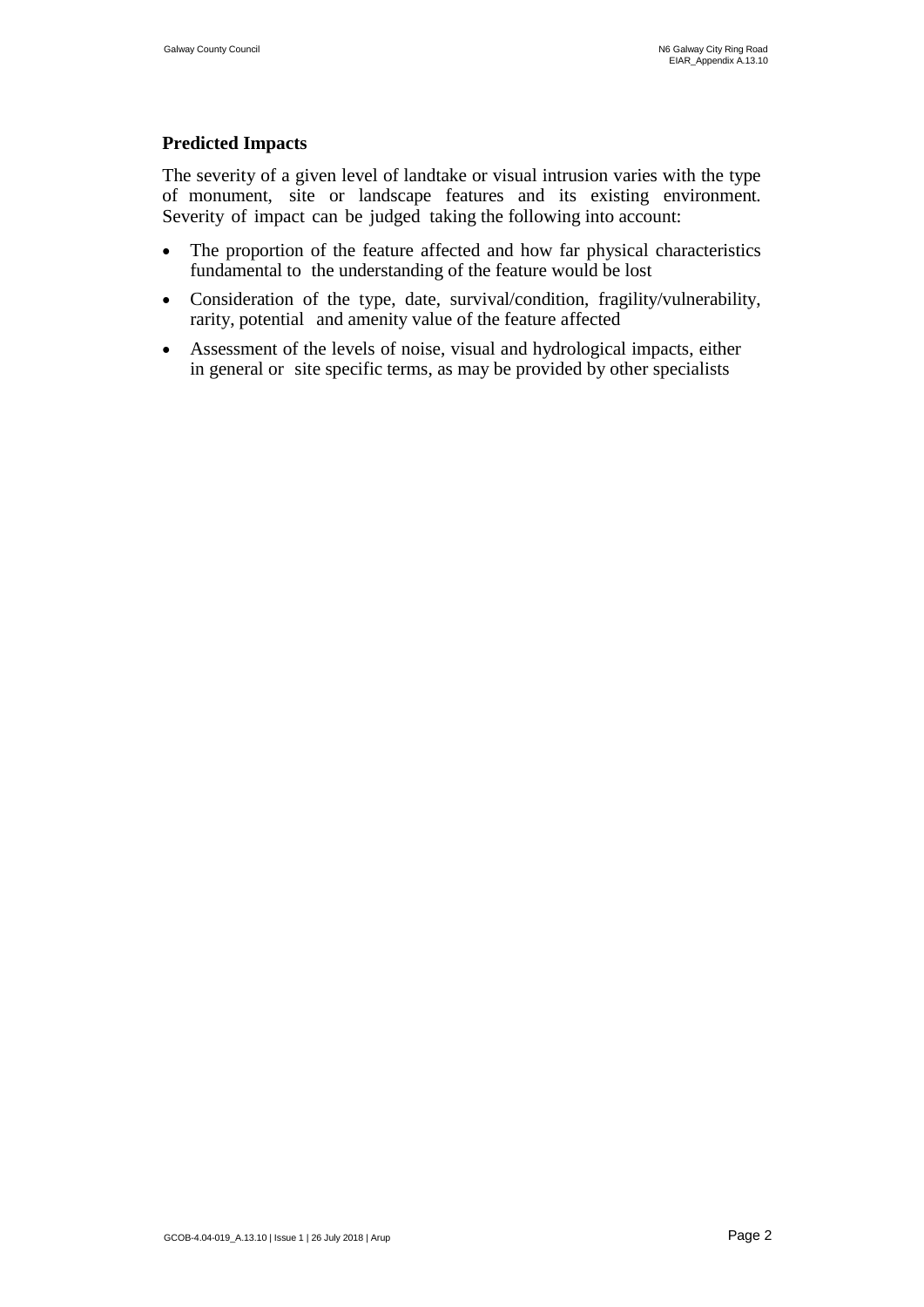## Predicted Impacts

The severity of a given level of landtake or visual intrusion varies with the type of monument, site or landscape features and its existing environment. Severity of impact can be judged taking the following into account:

- The proportion of the feature affected and how far physical characteristics fundamental to the understanding of the feature would be lost
- Consideration of the type, date, survival/condition, fragility/vulnerability, rarity, potential and amenity value of the feature affected
- Assessment of the levels of noise, visual and hydrological impacts, either in general or site specific terms, as may be provided by other specialists